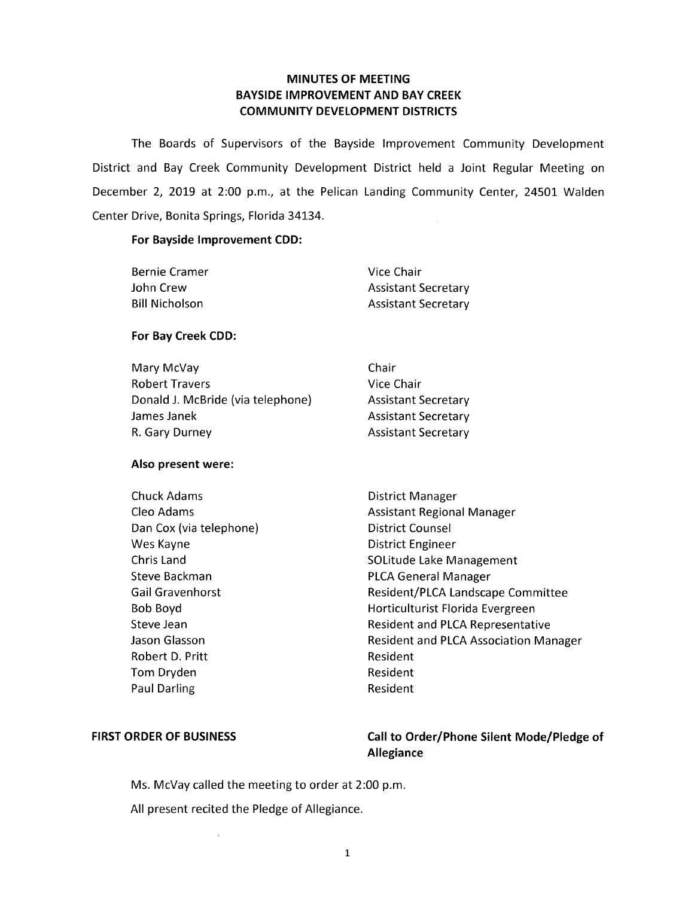# MINUTES OF MEETING
# BAYSIDE IMPROVEMENT AND BAY CREEK COMMUNITY DEVELOPMENT DISTRICTS

The Boards of Supervisors of the Bayside Improvement Community Development District and Bay Creek Community Development District held a Joint Regular Meeting on December 2, 2019 at 2:00 p.m., at the Pelican Landing Community Center, 24501 Walden Center Drive, Bonita Springs, Florida 34134.

**For Bayside Improvement CDD:**

| | |
|---|---|
| Bernie Cramer | Vice Chair |
| John Crew | Assistant Secretary |
| Bill Nicholson | Assistant Secretary |

**For Bay Creek CDD:**

| | |
|---|---|
| Mary McVay | Chair |
| Robert Travers | Vice Chair |
| Donald J. McBride (via telephone) | Assistant Secretary |
| James Janek | Assistant Secretary |
| R. Gary Durney | Assistant Secretary |

**Also present were:**

| | |
|---|---|
| Chuck Adams | District Manager |
| Cleo Adams | Assistant Regional Manager |
| Dan Cox (via telephone) | District Counsel |
| Wes Kayne | District Engineer |
| Chris Land | SOLitude Lake Management |
| Steve Backman | PLCA General Manager |
| Gail Gravenhorst | Resident/PLCA Landscape Committee |
| Bob Boyd | Horticulturist Florida Evergreen |
| Steve Jean | Resident and PLCA Representative |
| Jason Glasson | Resident and PLCA Association Manager |
| Robert D. Pritt | Resident |
| Tom Dryden | Resident |
| Paul Darling | Resident |

**FIRST ORDER OF BUSINESS** — **Call to Order/Phone Silent Mode/Pledge of Allegiance**

Ms. McVay called the meeting to order at 2:00 p.m.

All present recited the Pledge of Allegiance.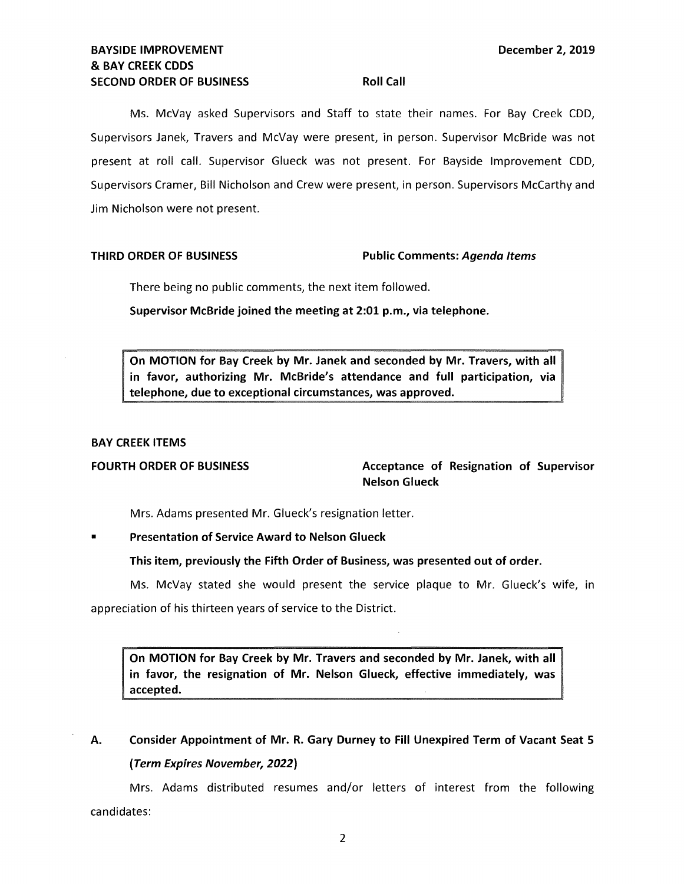**BAYSIDE IMPROVEMENT & BAY CREEK CDDS** **December 2, 2019**

**SECOND ORDER OF BUSINESS** **Roll Call**

Ms. McVay asked Supervisors and Staff to state their names. For Bay Creek CDD, Supervisors Janek, Travers and McVay were present, in person. Supervisor McBride was not present at roll call. Supervisor Glueck was not present. For Bayside Improvement CDD, Supervisors Cramer, Bill Nicholson and Crew were present, in person. Supervisors McCarthy and Jim Nicholson were not present.

**THIRD ORDER OF BUSINESS** **Public Comments: *Agenda Items***

There being no public comments, the next item followed.

**Supervisor McBride joined the meeting at 2:01 p.m., via telephone.**

> **On MOTION for Bay Creek by Mr. Janek and seconded by Mr. Travers, with all in favor, authorizing Mr. McBride's attendance and full participation, via telephone, due to exceptional circumstances, was approved.**

**BAY CREEK ITEMS**

**FOURTH ORDER OF BUSINESS** **Acceptance of Resignation of Supervisor Nelson Glueck**

Mrs. Adams presented Mr. Glueck's resignation letter.

- **Presentation of Service Award to Nelson Glueck**

**This item, previously the Fifth Order of Business, was presented out of order.**

Ms. McVay stated she would present the service plaque to Mr. Glueck's wife, in appreciation of his thirteen years of service to the District.

> **On MOTION for Bay Creek by Mr. Travers and seconded by Mr. Janek, with all in favor, the resignation of Mr. Nelson Glueck, effective immediately, was accepted.**

**A. Consider Appointment of Mr. R. Gary Durney to Fill Unexpired Term of Vacant Seat 5 (*Term Expires November, 2022*)**

Mrs. Adams distributed resumes and/or letters of interest from the following candidates: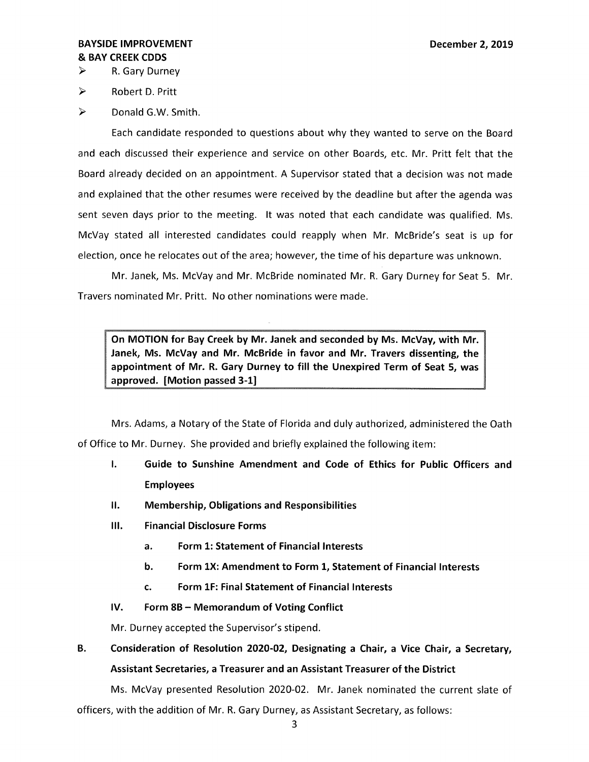- R. Gary Durney
- Robert D. Pritt
- Donald G.W. Smith.

Each candidate responded to questions about why they wanted to serve on the Board and each discussed their experience and service on other Boards, etc. Mr. Pritt felt that the Board already decided on an appointment. A Supervisor stated that a decision was not made and explained that the other resumes were received by the deadline but after the agenda was sent seven days prior to the meeting. It was noted that each candidate was qualified. Ms. McVay stated all interested candidates could reapply when Mr. McBride's seat is up for election, once he relocates out of the area; however, the time of his departure was unknown.

Mr. Janek, Ms. McVay and Mr. McBride nominated Mr. R. Gary Durney for Seat 5. Mr. Travers nominated Mr. Pritt. No other nominations were made.

> **On MOTION for Bay Creek by Mr. Janek and seconded by Ms. McVay, with Mr. Janek, Ms. McVay and Mr. McBride in favor and Mr. Travers dissenting, the appointment of Mr. R. Gary Durney to fill the Unexpired Term of Seat 5, was approved. [Motion passed 3-1]**

Mrs. Adams, a Notary of the State of Florida and duly authorized, administered the Oath of Office to Mr. Durney. She provided and briefly explained the following item:

- **I. Guide to Sunshine Amendment and Code of Ethics for Public Officers and Employees**
- **II. Membership, Obligations and Responsibilities**
- **III. Financial Disclosure Forms**
  - **a. Form 1: Statement of Financial Interests**
  - **b. Form 1X: Amendment to Form 1, Statement of Financial Interests**
  - **c. Form 1F: Final Statement of Financial Interests**
- **IV. Form 8B – Memorandum of Voting Conflict**

Mr. Durney accepted the Supervisor's stipend.

**B. Consideration of Resolution 2020-02, Designating a Chair, a Vice Chair, a Secretary, Assistant Secretaries, a Treasurer and an Assistant Treasurer of the District**

Ms. McVay presented Resolution 2020-02. Mr. Janek nominated the current slate of officers, with the addition of Mr. R. Gary Durney, as Assistant Secretary, as follows: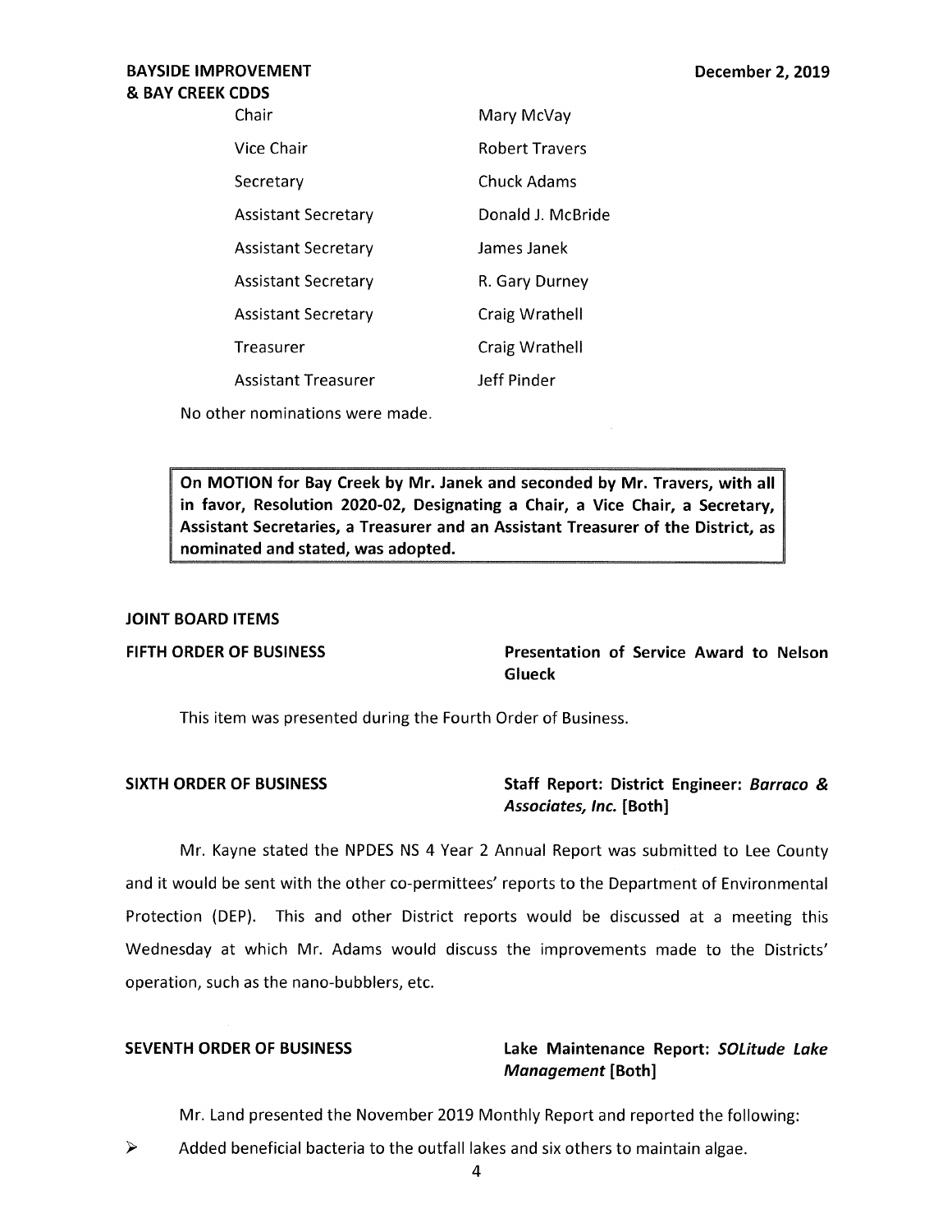| | |
|---|---|
| Chair | Mary McVay |
| Vice Chair | Robert Travers |
| Secretary | Chuck Adams |
| Assistant Secretary | Donald J. McBride |
| Assistant Secretary | James Janek |
| Assistant Secretary | R. Gary Durney |
| Assistant Secretary | Craig Wrathell |
| Treasurer | Craig Wrathell |
| Assistant Treasurer | Jeff Pinder |

No other nominations were made.

**On MOTION for Bay Creek by Mr. Janek and seconded by Mr. Travers, with all in favor, Resolution 2020-02, Designating a Chair, a Vice Chair, a Secretary, Assistant Secretaries, a Treasurer and an Assistant Treasurer of the District, as nominated and stated, was adopted.**

**JOINT BOARD ITEMS**

**FIFTH ORDER OF BUSINESS** — **Presentation of Service Award to Nelson Glueck**

This item was presented during the Fourth Order of Business.

**SIXTH ORDER OF BUSINESS** — **Staff Report: District Engineer: *Barraco & Associates, Inc.* [Both]**

Mr. Kayne stated the NPDES NS 4 Year 2 Annual Report was submitted to Lee County and it would be sent with the other co-permittees' reports to the Department of Environmental Protection (DEP). This and other District reports would be discussed at a meeting this Wednesday at which Mr. Adams would discuss the improvements made to the Districts' operation, such as the nano-bubblers, etc.

**SEVENTH ORDER OF BUSINESS** — **Lake Maintenance Report: *SOLitude Lake Management* [Both]**

Mr. Land presented the November 2019 Monthly Report and reported the following:

- Added beneficial bacteria to the outfall lakes and six others to maintain algae.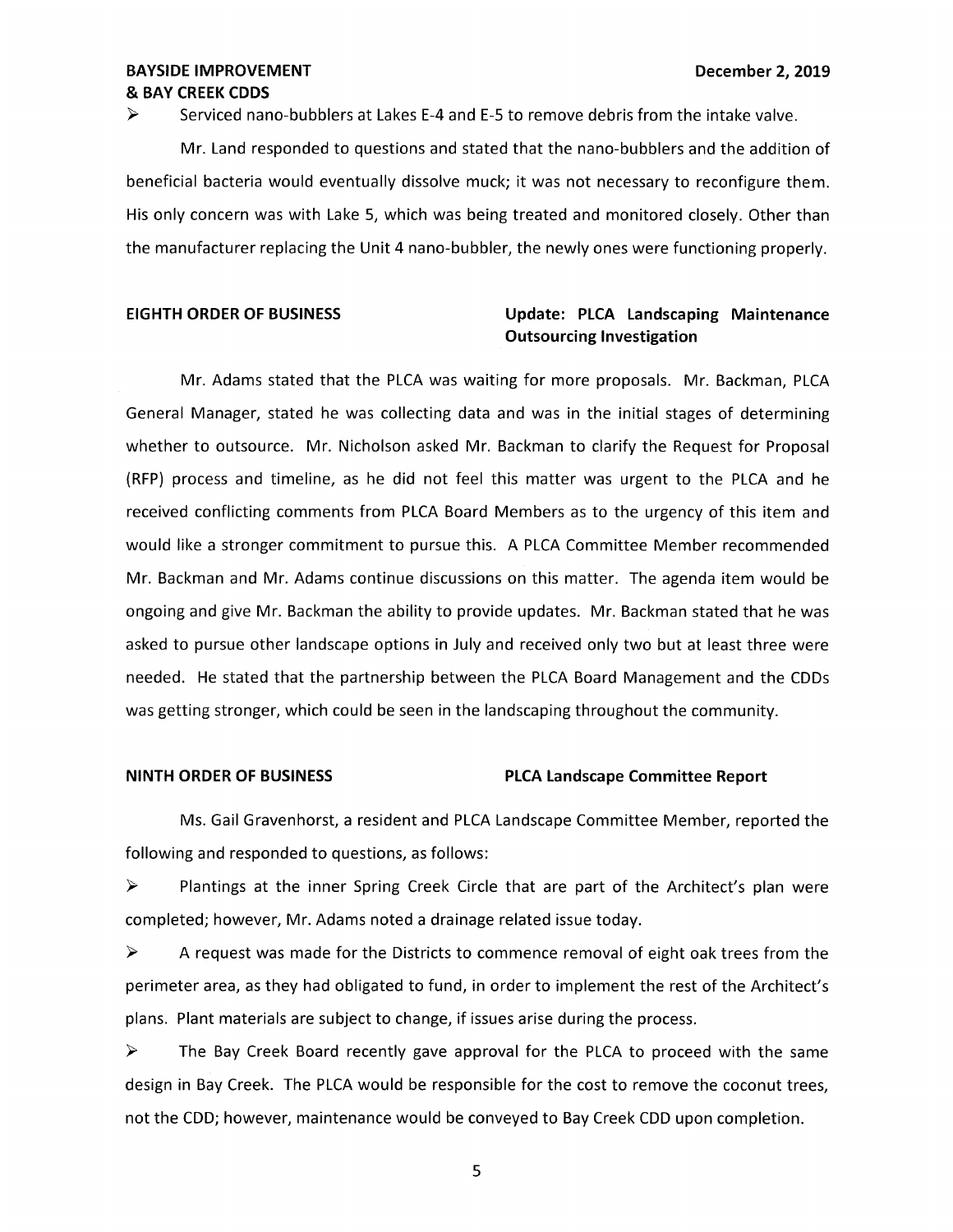➢ Serviced nano-bubblers at Lakes E-4 and E-5 to remove debris from the intake valve.

Mr. Land responded to questions and stated that the nano-bubblers and the addition of beneficial bacteria would eventually dissolve muck; it was not necessary to reconfigure them. His only concern was with Lake 5, which was being treated and monitored closely. Other than the manufacturer replacing the Unit 4 nano-bubbler, the newly ones were functioning properly.

**EIGHTH ORDER OF BUSINESS** **Update: PLCA Landscaping Maintenance Outsourcing Investigation**

Mr. Adams stated that the PLCA was waiting for more proposals. Mr. Backman, PLCA General Manager, stated he was collecting data and was in the initial stages of determining whether to outsource. Mr. Nicholson asked Mr. Backman to clarify the Request for Proposal (RFP) process and timeline, as he did not feel this matter was urgent to the PLCA and he received conflicting comments from PLCA Board Members as to the urgency of this item and would like a stronger commitment to pursue this. A PLCA Committee Member recommended Mr. Backman and Mr. Adams continue discussions on this matter. The agenda item would be ongoing and give Mr. Backman the ability to provide updates. Mr. Backman stated that he was asked to pursue other landscape options in July and received only two but at least three were needed. He stated that the partnership between the PLCA Board Management and the CDDs was getting stronger, which could be seen in the landscaping throughout the community.

**NINTH ORDER OF BUSINESS** **PLCA Landscape Committee Report**

Ms. Gail Gravenhorst, a resident and PLCA Landscape Committee Member, reported the following and responded to questions, as follows:

➢ Plantings at the inner Spring Creek Circle that are part of the Architect's plan were completed; however, Mr. Adams noted a drainage related issue today.

➢ A request was made for the Districts to commence removal of eight oak trees from the perimeter area, as they had obligated to fund, in order to implement the rest of the Architect's plans. Plant materials are subject to change, if issues arise during the process.

➢ The Bay Creek Board recently gave approval for the PLCA to proceed with the same design in Bay Creek. The PLCA would be responsible for the cost to remove the coconut trees, not the CDD; however, maintenance would be conveyed to Bay Creek CDD upon completion.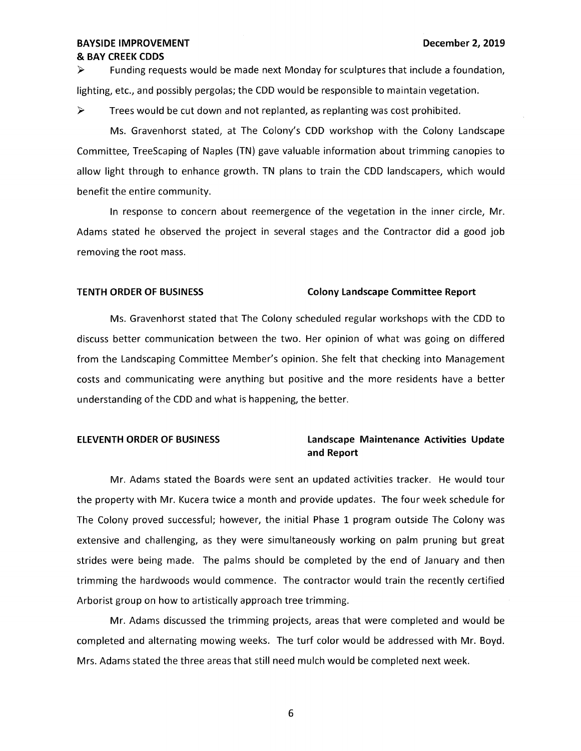- Funding requests would be made next Monday for sculptures that include a foundation, lighting, etc., and possibly pergolas; the CDD would be responsible to maintain vegetation.
- Trees would be cut down and not replanted, as replanting was cost prohibited.

Ms. Gravenhorst stated, at The Colony's CDD workshop with the Colony Landscape Committee, TreeScaping of Naples (TN) gave valuable information about trimming canopies to allow light through to enhance growth. TN plans to train the CDD landscapers, which would benefit the entire community.

In response to concern about reemergence of the vegetation in the inner circle, Mr. Adams stated he observed the project in several stages and the Contractor did a good job removing the root mass.

**TENTH ORDER OF BUSINESS** **Colony Landscape Committee Report**

Ms. Gravenhorst stated that The Colony scheduled regular workshops with the CDD to discuss better communication between the two. Her opinion of what was going on differed from the Landscaping Committee Member's opinion. She felt that checking into Management costs and communicating were anything but positive and the more residents have a better understanding of the CDD and what is happening, the better.

**ELEVENTH ORDER OF BUSINESS** **Landscape Maintenance Activities Update and Report**

Mr. Adams stated the Boards were sent an updated activities tracker. He would tour the property with Mr. Kucera twice a month and provide updates. The four week schedule for The Colony proved successful; however, the initial Phase 1 program outside The Colony was extensive and challenging, as they were simultaneously working on palm pruning but great strides were being made. The palms should be completed by the end of January and then trimming the hardwoods would commence. The contractor would train the recently certified Arborist group on how to artistically approach tree trimming.

Mr. Adams discussed the trimming projects, areas that were completed and would be completed and alternating mowing weeks. The turf color would be addressed with Mr. Boyd. Mrs. Adams stated the three areas that still need mulch would be completed next week.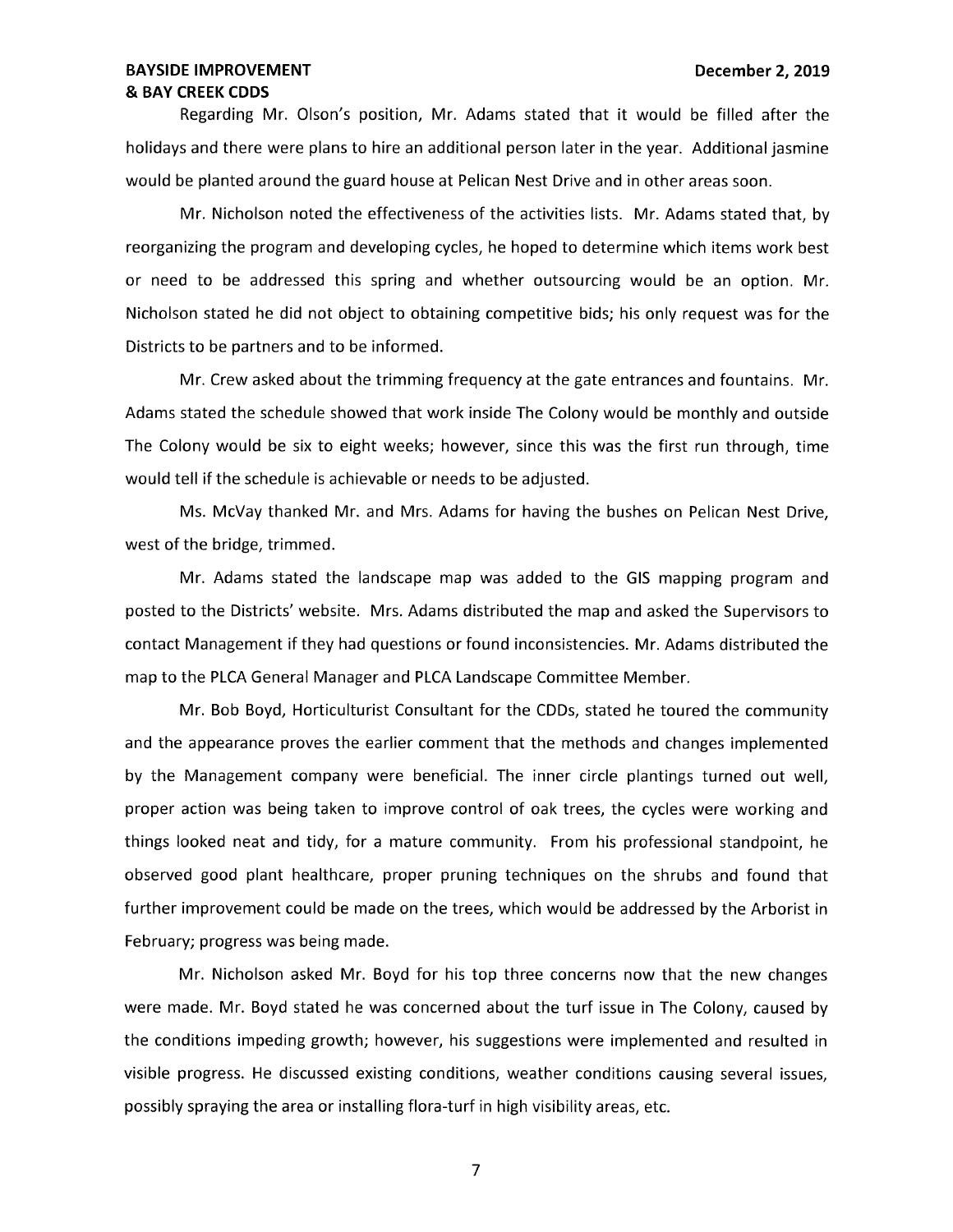Regarding Mr. Olson's position, Mr. Adams stated that it would be filled after the holidays and there were plans to hire an additional person later in the year. Additional jasmine would be planted around the guard house at Pelican Nest Drive and in other areas soon.

Mr. Nicholson noted the effectiveness of the activities lists. Mr. Adams stated that, by reorganizing the program and developing cycles, he hoped to determine which items work best or need to be addressed this spring and whether outsourcing would be an option. Mr. Nicholson stated he did not object to obtaining competitive bids; his only request was for the Districts to be partners and to be informed.

Mr. Crew asked about the trimming frequency at the gate entrances and fountains. Mr. Adams stated the schedule showed that work inside The Colony would be monthly and outside The Colony would be six to eight weeks; however, since this was the first run through, time would tell if the schedule is achievable or needs to be adjusted.

Ms. McVay thanked Mr. and Mrs. Adams for having the bushes on Pelican Nest Drive, west of the bridge, trimmed.

Mr. Adams stated the landscape map was added to the GIS mapping program and posted to the Districts' website. Mrs. Adams distributed the map and asked the Supervisors to contact Management if they had questions or found inconsistencies. Mr. Adams distributed the map to the PLCA General Manager and PLCA Landscape Committee Member.

Mr. Bob Boyd, Horticulturist Consultant for the CDDs, stated he toured the community and the appearance proves the earlier comment that the methods and changes implemented by the Management company were beneficial. The inner circle plantings turned out well, proper action was being taken to improve control of oak trees, the cycles were working and things looked neat and tidy, for a mature community. From his professional standpoint, he observed good plant healthcare, proper pruning techniques on the shrubs and found that further improvement could be made on the trees, which would be addressed by the Arborist in February; progress was being made.

Mr. Nicholson asked Mr. Boyd for his top three concerns now that the new changes were made. Mr. Boyd stated he was concerned about the turf issue in The Colony, caused by the conditions impeding growth; however, his suggestions were implemented and resulted in visible progress. He discussed existing conditions, weather conditions causing several issues, possibly spraying the area or installing flora-turf in high visibility areas, etc.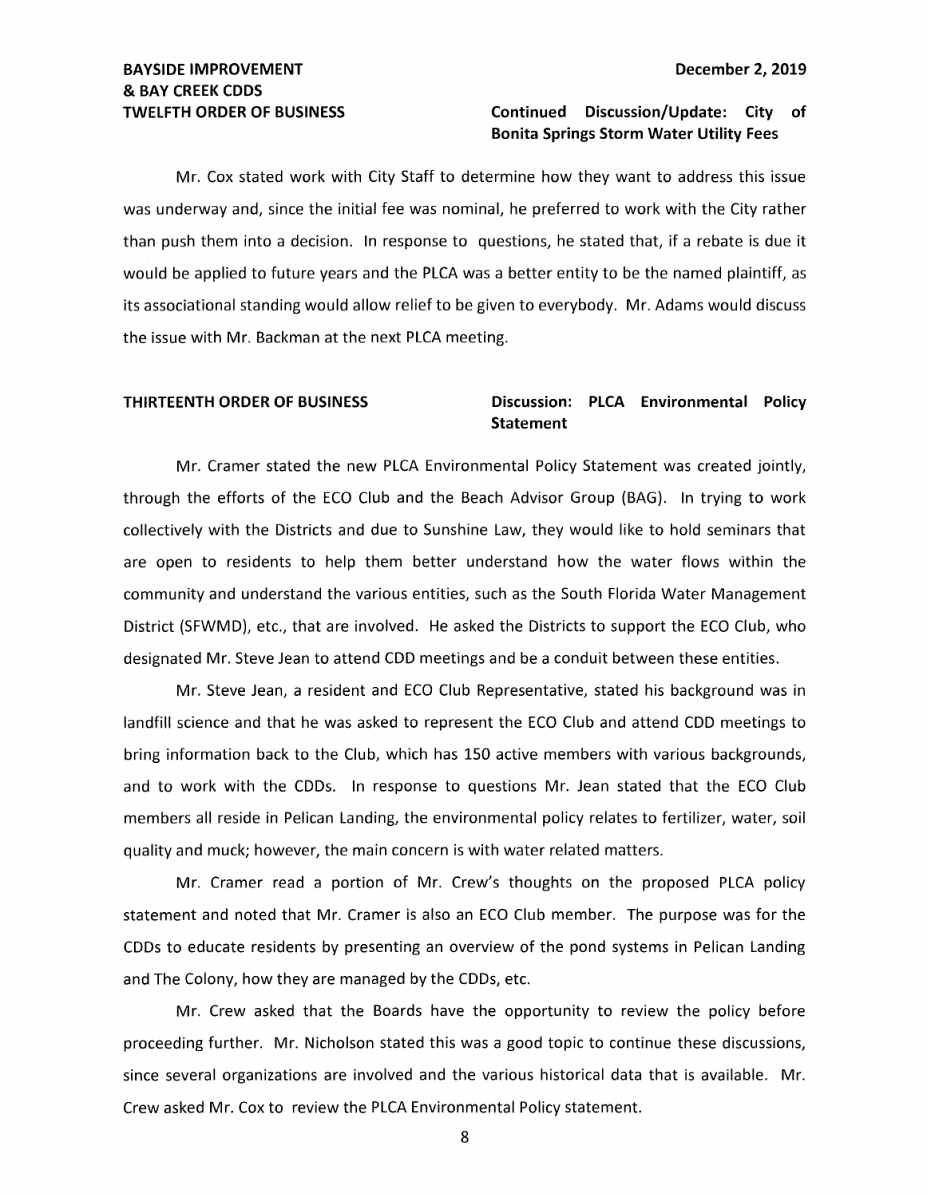**TWELFTH ORDER OF BUSINESS** **Continued Discussion/Update: City of Bonita Springs Storm Water Utility Fees**

Mr. Cox stated work with City Staff to determine how they want to address this issue was underway and, since the initial fee was nominal, he preferred to work with the City rather than push them into a decision. In response to questions, he stated that, if a rebate is due it would be applied to future years and the PLCA was a better entity to be the named plaintiff, as its associational standing would allow relief to be given to everybody. Mr. Adams would discuss the issue with Mr. Backman at the next PLCA meeting.

**THIRTEENTH ORDER OF BUSINESS** **Discussion: PLCA Environmental Policy Statement**

Mr. Cramer stated the new PLCA Environmental Policy Statement was created jointly, through the efforts of the ECO Club and the Beach Advisor Group (BAG). In trying to work collectively with the Districts and due to Sunshine Law, they would like to hold seminars that are open to residents to help them better understand how the water flows within the community and understand the various entities, such as the South Florida Water Management District (SFWMD), etc., that are involved. He asked the Districts to support the ECO Club, who designated Mr. Steve Jean to attend CDD meetings and be a conduit between these entities.

Mr. Steve Jean, a resident and ECO Club Representative, stated his background was in landfill science and that he was asked to represent the ECO Club and attend CDD meetings to bring information back to the Club, which has 150 active members with various backgrounds, and to work with the CDDs. In response to questions Mr. Jean stated that the ECO Club members all reside in Pelican Landing, the environmental policy relates to fertilizer, water, soil quality and muck; however, the main concern is with water related matters.

Mr. Cramer read a portion of Mr. Crew's thoughts on the proposed PLCA policy statement and noted that Mr. Cramer is also an ECO Club member. The purpose was for the CDDs to educate residents by presenting an overview of the pond systems in Pelican Landing and The Colony, how they are managed by the CDDs, etc.

Mr. Crew asked that the Boards have the opportunity to review the policy before proceeding further. Mr. Nicholson stated this was a good topic to continue these discussions, since several organizations are involved and the various historical data that is available. Mr. Crew asked Mr. Cox to review the PLCA Environmental Policy statement.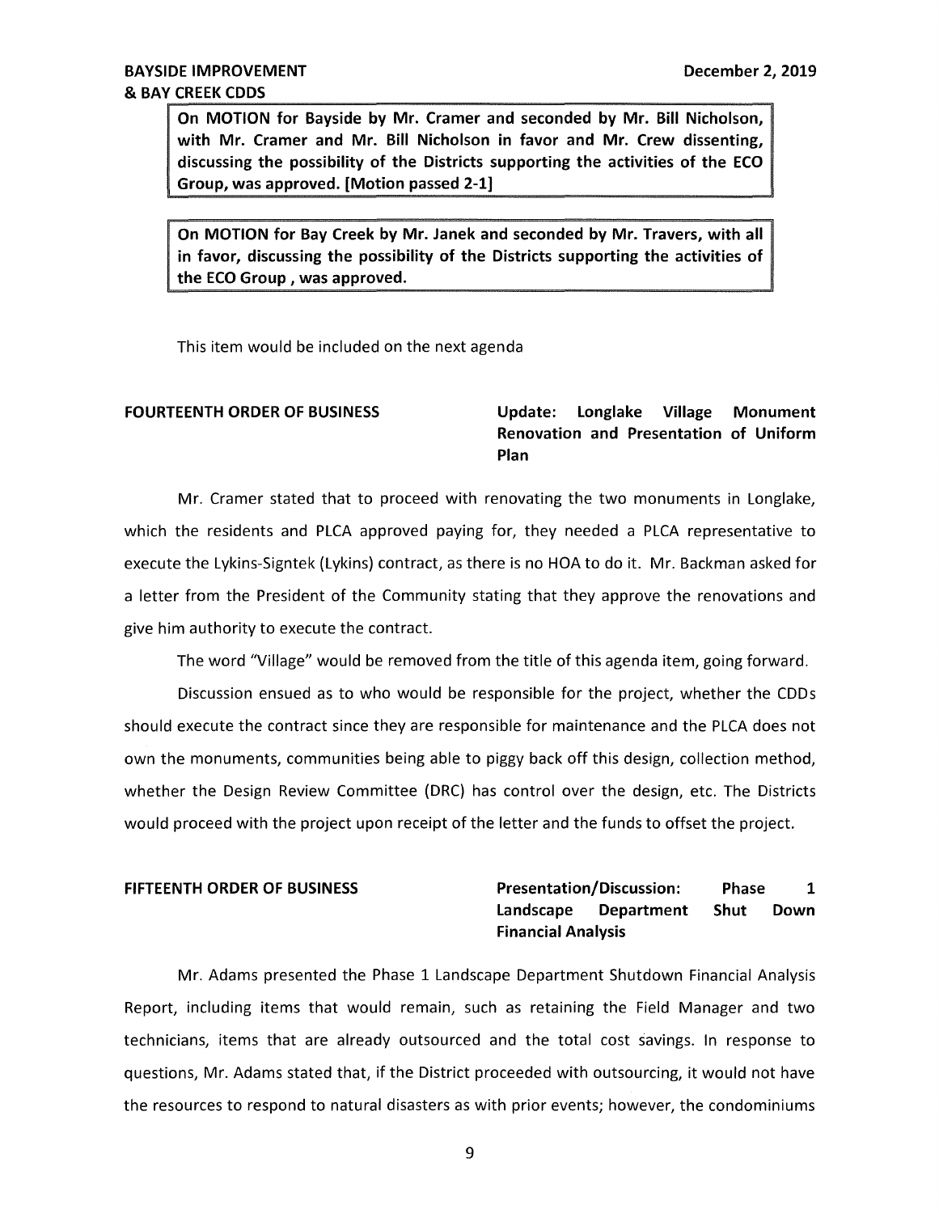**On MOTION for Bayside by Mr. Cramer and seconded by Mr. Bill Nicholson, with Mr. Cramer and Mr. Bill Nicholson in favor and Mr. Crew dissenting, discussing the possibility of the Districts supporting the activities of the ECO Group, was approved. [Motion passed 2-1]**

**On MOTION for Bay Creek by Mr. Janek and seconded by Mr. Travers, with all in favor, discussing the possibility of the Districts supporting the activities of the ECO Group , was approved.**

This item would be included on the next agenda

**FOURTEENTH ORDER OF BUSINESS** — **Update: Longlake Village Monument Renovation and Presentation of Uniform Plan**

Mr. Cramer stated that to proceed with renovating the two monuments in Longlake, which the residents and PLCA approved paying for, they needed a PLCA representative to execute the Lykins-Signtek (Lykins) contract, as there is no HOA to do it. Mr. Backman asked for a letter from the President of the Community stating that they approve the renovations and give him authority to execute the contract.

The word "Village" would be removed from the title of this agenda item, going forward.

Discussion ensued as to who would be responsible for the project, whether the CDDs should execute the contract since they are responsible for maintenance and the PLCA does not own the monuments, communities being able to piggy back off this design, collection method, whether the Design Review Committee (DRC) has control over the design, etc. The Districts would proceed with the project upon receipt of the letter and the funds to offset the project.

**FIFTEENTH ORDER OF BUSINESS** — **Presentation/Discussion: Phase 1 Landscape Department Shut Down Financial Analysis**

Mr. Adams presented the Phase 1 Landscape Department Shutdown Financial Analysis Report, including items that would remain, such as retaining the Field Manager and two technicians, items that are already outsourced and the total cost savings. In response to questions, Mr. Adams stated that, if the District proceeded with outsourcing, it would not have the resources to respond to natural disasters as with prior events; however, the condominiums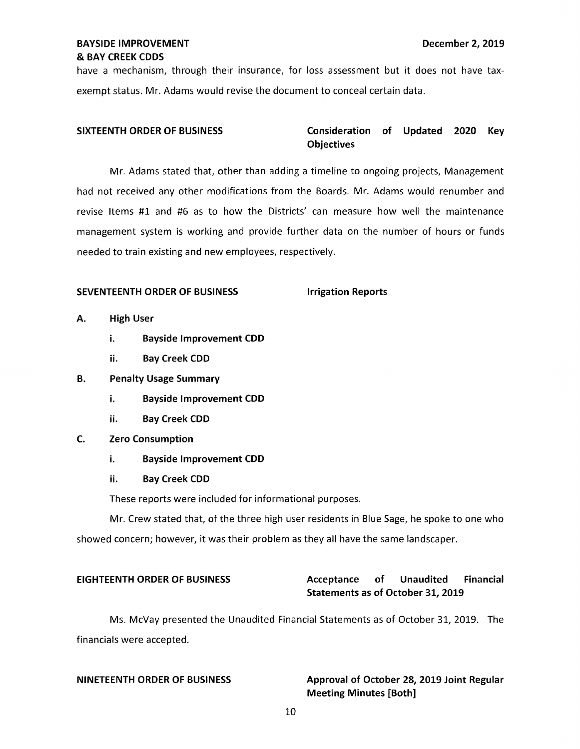have a mechanism, through their insurance, for loss assessment but it does not have tax-exempt status. Mr. Adams would revise the document to conceal certain data.

**SIXTEENTH ORDER OF BUSINESS** **Consideration of Updated 2020 Key Objectives**

Mr. Adams stated that, other than adding a timeline to ongoing projects, Management had not received any other modifications from the Boards. Mr. Adams would renumber and revise Items #1 and #6 as to how the Districts' can measure how well the maintenance management system is working and provide further data on the number of hours or funds needed to train existing and new employees, respectively.

**SEVENTEENTH ORDER OF BUSINESS** **Irrigation Reports**

**A. High User**

**i. Bayside Improvement CDD**

**ii. Bay Creek CDD**

**B. Penalty Usage Summary**

**i. Bayside Improvement CDD**

**ii. Bay Creek CDD**

**C. Zero Consumption**

**i. Bayside Improvement CDD**

**ii. Bay Creek CDD**

These reports were included for informational purposes.

Mr. Crew stated that, of the three high user residents in Blue Sage, he spoke to one who showed concern; however, it was their problem as they all have the same landscaper.

**EIGHTEENTH ORDER OF BUSINESS** **Acceptance of Unaudited Financial Statements as of October 31, 2019**

Ms. McVay presented the Unaudited Financial Statements as of October 31, 2019. The financials were accepted.

**NINETEENTH ORDER OF BUSINESS** **Approval of October 28, 2019 Joint Regular Meeting Minutes [Both]**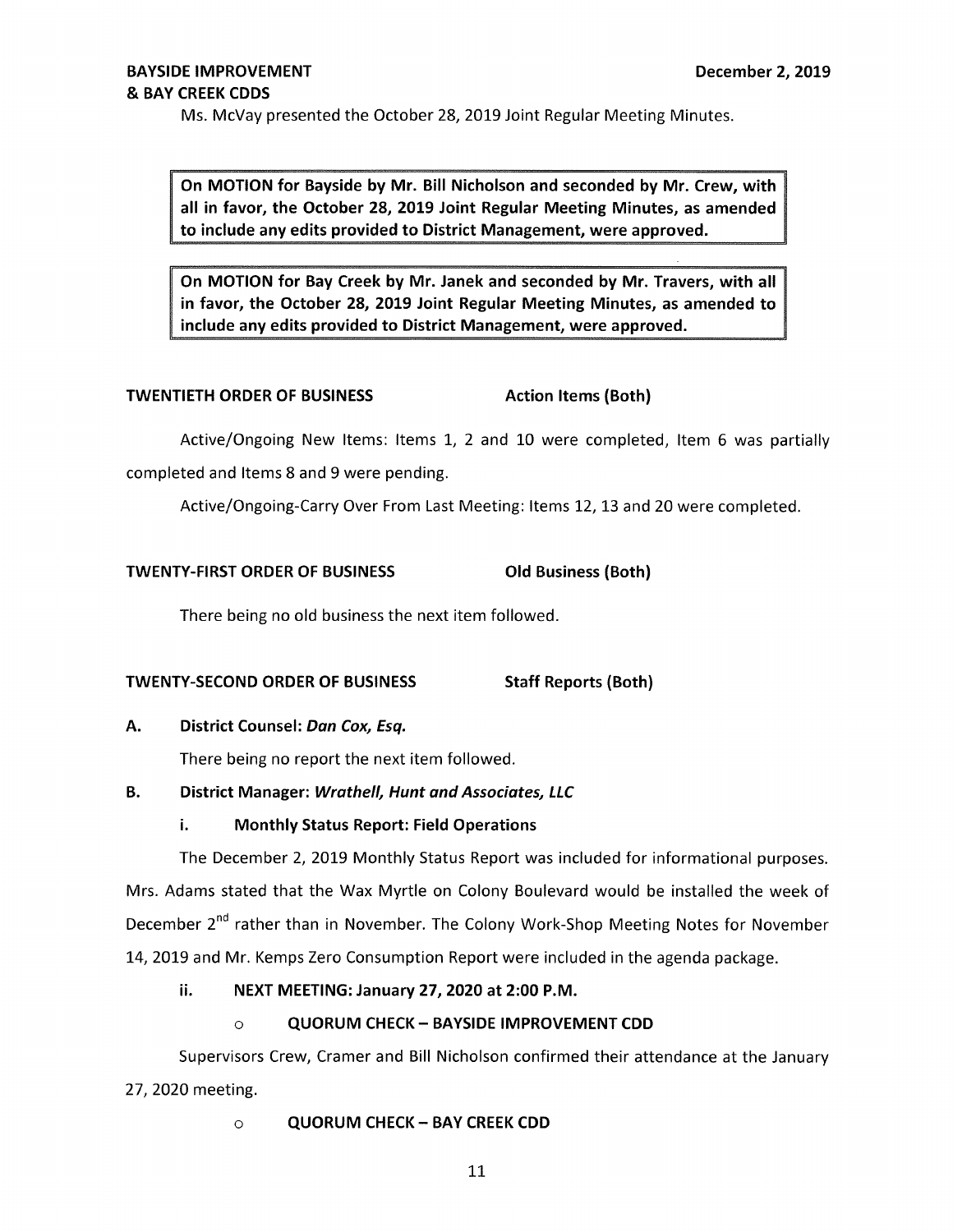Ms. McVay presented the October 28, 2019 Joint Regular Meeting Minutes.

**On MOTION for Bayside by Mr. Bill Nicholson and seconded by Mr. Crew, with all in favor, the October 28, 2019 Joint Regular Meeting Minutes, as amended to include any edits provided to District Management, were approved.**

**On MOTION for Bay Creek by Mr. Janek and seconded by Mr. Travers, with all in favor, the October 28, 2019 Joint Regular Meeting Minutes, as amended to include any edits provided to District Management, were approved.**

**TWENTIETH ORDER OF BUSINESS** **Action Items (Both)**

Active/Ongoing New Items: Items 1, 2 and 10 were completed, Item 6 was partially completed and Items 8 and 9 were pending.

Active/Ongoing-Carry Over From Last Meeting: Items 12, 13 and 20 were completed.

**TWENTY-FIRST ORDER OF BUSINESS** **Old Business (Both)**

There being no old business the next item followed.

**TWENTY-SECOND ORDER OF BUSINESS** **Staff Reports (Both)**

**A. District Counsel: *Dan Cox, Esq.***

There being no report the next item followed.

**B. District Manager: *Wrathell, Hunt and Associates, LLC***

**i. Monthly Status Report: Field Operations**

The December 2, 2019 Monthly Status Report was included for informational purposes. Mrs. Adams stated that the Wax Myrtle on Colony Boulevard would be installed the week of December 2nd rather than in November. The Colony Work-Shop Meeting Notes for November 14, 2019 and Mr. Kemps Zero Consumption Report were included in the agenda package.

**ii. NEXT MEETING: January 27, 2020 at 2:00 P.M.**

- **QUORUM CHECK – BAYSIDE IMPROVEMENT CDD**

Supervisors Crew, Cramer and Bill Nicholson confirmed their attendance at the January 27, 2020 meeting.

- **QUORUM CHECK – BAY CREEK CDD**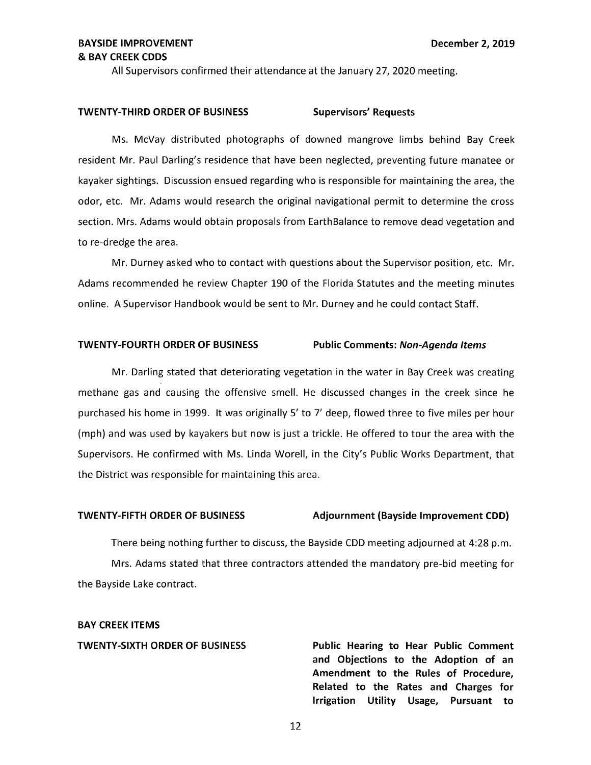All Supervisors confirmed their attendance at the January 27, 2020 meeting.

**TWENTY-THIRD ORDER OF BUSINESS** **Supervisors' Requests**

Ms. McVay distributed photographs of downed mangrove limbs behind Bay Creek resident Mr. Paul Darling's residence that have been neglected, preventing future manatee or kayaker sightings. Discussion ensued regarding who is responsible for maintaining the area, the odor, etc. Mr. Adams would research the original navigational permit to determine the cross section. Mrs. Adams would obtain proposals from EarthBalance to remove dead vegetation and to re-dredge the area.

Mr. Durney asked who to contact with questions about the Supervisor position, etc. Mr. Adams recommended he review Chapter 190 of the Florida Statutes and the meeting minutes online. A Supervisor Handbook would be sent to Mr. Durney and he could contact Staff.

**TWENTY-FOURTH ORDER OF BUSINESS** **Public Comments: *Non-Agenda Items***

Mr. Darling stated that deteriorating vegetation in the water in Bay Creek was creating methane gas and causing the offensive smell. He discussed changes in the creek since he purchased his home in 1999. It was originally 5' to 7' deep, flowed three to five miles per hour (mph) and was used by kayakers but now is just a trickle. He offered to tour the area with the Supervisors. He confirmed with Ms. Linda Worell, in the City's Public Works Department, that the District was responsible for maintaining this area.

**TWENTY-FIFTH ORDER OF BUSINESS** **Adjournment (Bayside Improvement CDD)**

There being nothing further to discuss, the Bayside CDD meeting adjourned at 4:28 p.m.

Mrs. Adams stated that three contractors attended the mandatory pre-bid meeting for the Bayside Lake contract.

**BAY CREEK ITEMS**

**TWENTY-SIXTH ORDER OF BUSINESS** **Public Hearing to Hear Public Comment and Objections to the Adoption of an Amendment to the Rules of Procedure, Related to the Rates and Charges for Irrigation Utility Usage, Pursuant to**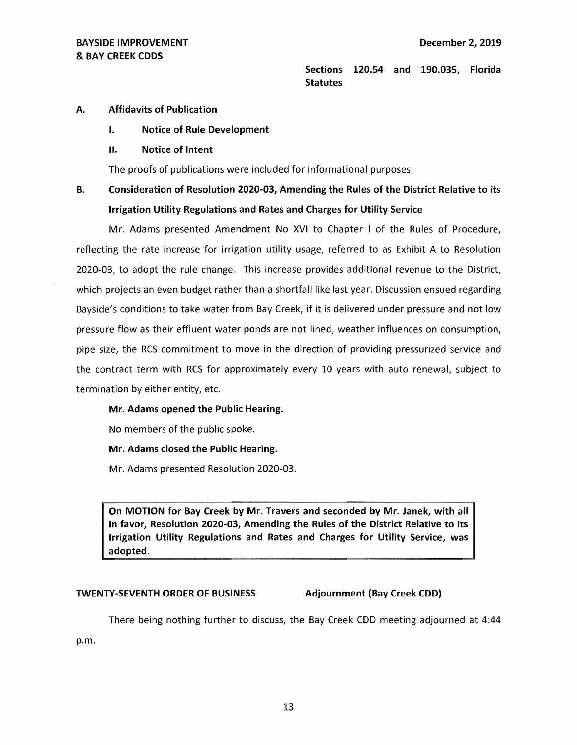Sections 120.54 and 190.035, Florida Statutes

**A. Affidavits of Publication**

**I. Notice of Rule Development**

**II. Notice of Intent**

The proofs of publications were included for informational purposes.

**B. Consideration of Resolution 2020-03, Amending the Rules of the District Relative to its Irrigation Utility Regulations and Rates and Charges for Utility Service**

Mr. Adams presented Amendment No XVI to Chapter I of the Rules of Procedure, reflecting the rate increase for irrigation utility usage, referred to as Exhibit A to Resolution 2020-03, to adopt the rule change. This increase provides additional revenue to the District, which projects an even budget rather than a shortfall like last year. Discussion ensued regarding Bayside's conditions to take water from Bay Creek, if it is delivered under pressure and not low pressure flow as their effluent water ponds are not lined, weather influences on consumption, pipe size, the RCS commitment to move in the direction of providing pressurized service and the contract term with RCS for approximately every 10 years with auto renewal, subject to termination by either entity, etc.

**Mr. Adams opened the Public Hearing.**

No members of the public spoke.

**Mr. Adams closed the Public Hearing.**

Mr. Adams presented Resolution 2020-03.

**On MOTION for Bay Creek by Mr. Travers and seconded by Mr. Janek, with all in favor, Resolution 2020-03, Amending the Rules of the District Relative to its Irrigation Utility Regulations and Rates and Charges for Utility Service, was adopted.**

**TWENTY-SEVENTH ORDER OF BUSINESS — Adjournment (Bay Creek CDD)**

There being nothing further to discuss, the Bay Creek CDD meeting adjourned at 4:44 p.m.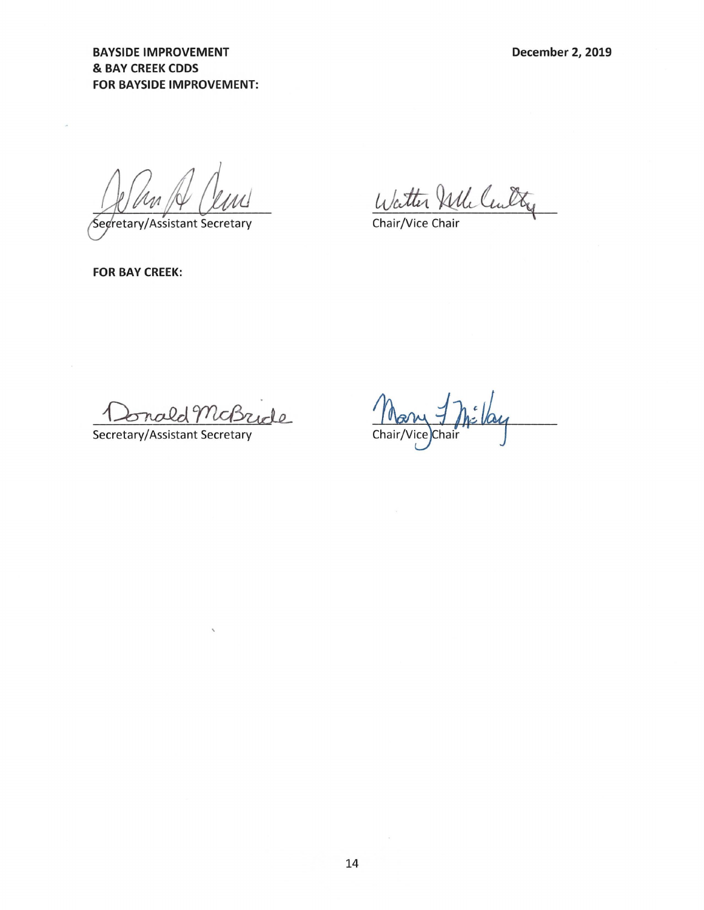**BAYSIDE IMPROVEMENT & BAY CREEK CDDS** **December 2, 2019**

**FOR BAYSIDE IMPROVEMENT:**

_______________________________
Secretary/Assistant Secretary

_______________________________
Chair/Vice Chair

**FOR BAY CREEK:**

_______________________________
Secretary/Assistant Secretary

_______________________________
Chair/Vice Chair